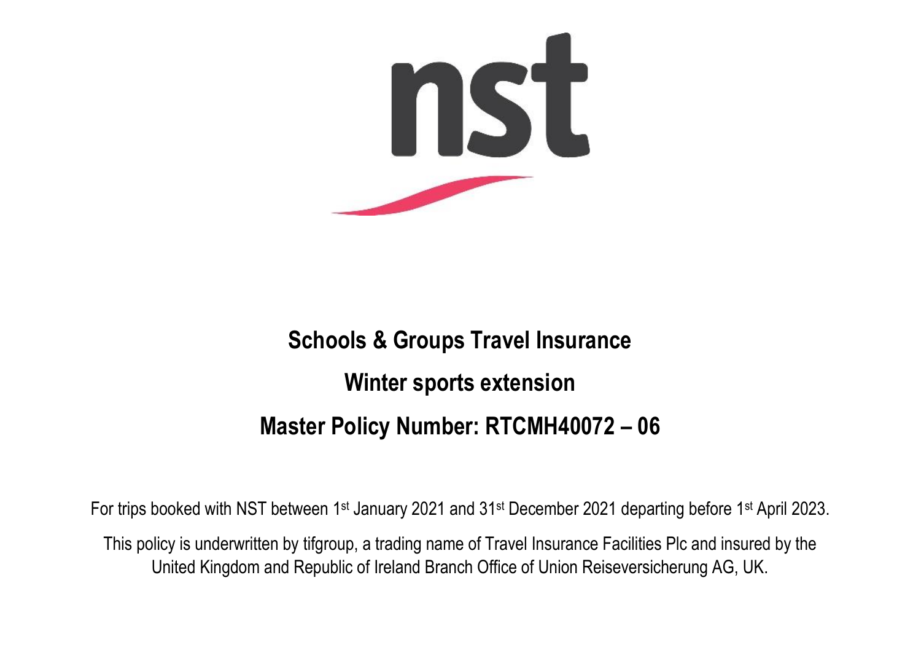# Schools & Groups Travel Insurance

## Winter sports extension

## Master Policy Number: RTCMH40072 – 06

For trips booked with NST between 1st January 2021 and 31st December 2021 departing before 1st April 2023.

This policy is underwritten by tifgroup, a trading name of Travel Insurance Facilities Plc and insured by the United Kingdom and Republic of Ireland Branch Office of Union Reiseversicherung AG, UK.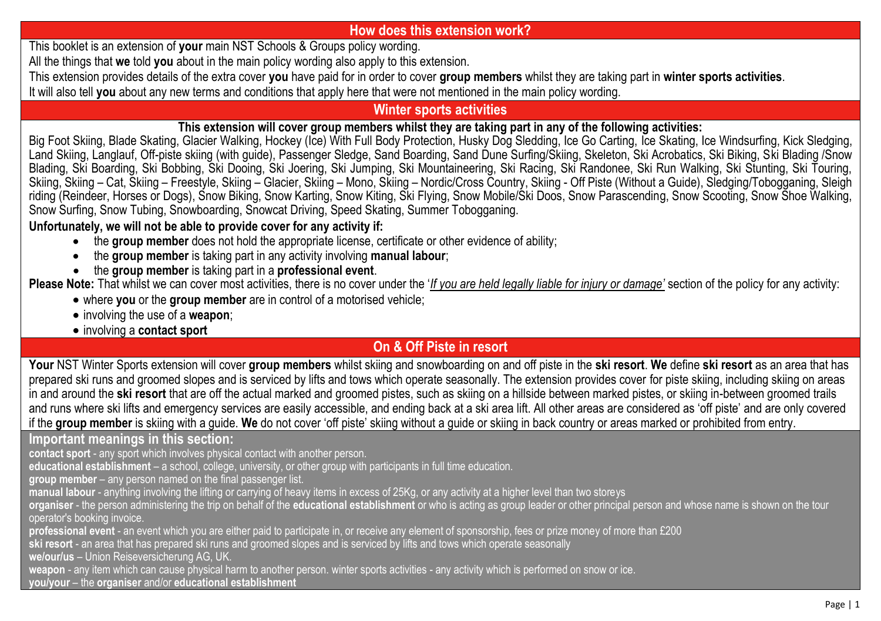## How does this extension work?

This booklet is an extension of **your** main NST Schools & Groups policy wording.

All the things that **we** told **you** about in the main policy wording also apply to this extension.

This extension provides details of the extra cover **you** have paid for in order to cover **group members** whilst they are taking part in **winter sports activities**.

It will also tell **you** about any new terms and conditions that apply here that were not mentioned in the main policy wording.

## Winter sports activities

**This extension will cover group members whilst they are taking part in any of the following activities:**

Big Foot Skiing, Blade Skating, Glacier Walking, Hockey (Ice) With Full Body Protection, Husky Dog Sledding, Ice Go Carting, Ice Skating, Ice Windsurfing, Kick Sledging, Land Skiing, Langlauf, Off-piste skiing (with guide), Passenger Sledge, Sand Boarding, Sand Dune Surfing/Skiing, Skeleton, Ski Acrobatics, Ski Biking, Ski Blading /Snow Blading, Ski Boarding, Ski Bobbing, Ski Dooing, Ski Joering, Ski Jumping, Ski Mountaineering, Ski Racing, Ski Randonee, Ski Run Walking, Ski Stunting, Ski Touring, Skiing, Skiing – Cat, Skiing – Freestyle, Skiing – Glacier, Skiing – Mono, Skiing – Nordic/Cross Country, Skiing - Off Piste (Without a Guide), Sledging/Tobogganing, Sleigh riding (Reindeer, Horses or Dogs), Snow Biking, Snow Karting, Snow Kiting, Ski Flying, Snow Mobile/Ski Doos, Snow Parascending, Snow Scooting, Snow Shoe Walking, Snow Surfing, Snow Tubing, Snowboarding, Snowcat Driving, Speed Skating, Summer Tobogganing.

**Unfortunately, we will not be able to provide cover for any activity if:**

- the **group member** does not hold the appropriate license, certificate or other evidence of ability;
- the **group member** is taking part in any activity involving **manual labour**;
- the **group member** is taking part in a **professional event**.

**Please Note:** That whilst we can cover most activities, there is no cover under the '*If you are held legally liable for injury or damage'* section of the policy for any activity:

- where **you** or the **group member** are in control of a motorised vehicle;
- involving the use of a **weapon**;
- involving a **contact sport**

## On & Off Piste in resort

**Your** NST Winter Sports extension will cover **group members** whilst skiing and snowboarding on and off piste in the **ski resort**. **We** define **ski resort** as an area that has prepared ski runs and groomed slopes and is serviced by lifts and tows which operate seasonally. The extension provides cover for piste skiing, including skiing on areas in and around the **ski resort** that are off the actual marked and groomed pistes, such as skiing on a hillside between marked pistes, or skiing in-between groomed trails and runs where ski lifts and emergency services are easily accessible, and ending back at a ski area lift. All other areas are considered as 'off piste' and are only covered if the **group member** is skiing with a guide. **We** do not cover 'off piste' skiing without a guide or skiing in back country or areas marked or prohibited from entry.

### Important meanings in this section:

**contact sport** - any sport which involves physical contact with another person.

**educational establishment** – a school, college, university, or other group with participants in full time education.

**group member** – any person named on the final passenger list.

**manual labour** - anything involving the lifting or carrying of heavy items in excess of 25Kg, or any activity at a higher level than two storeys

**organiser** - the person administering the trip on behalf of the **educational establishment** or who is acting as group leader or other principal person and whose name is shown on the tour operator's booking invoice.

**professional event** - an event which you are either paid to participate in, or receive any element of sponsorship, fees or prize money of more than £200

**ski resort** - an area that has prepared ski runs and groomed slopes and is serviced by lifts and tows which operate seasonally

**we/our/us** – Union Reiseversicherung AG, UK.

**weapon** - any item which can cause physical harm to another person. winter sports activities - any activity which is performed on snow or ice.

**you/your** – the **organiser** and/or **educational establishment**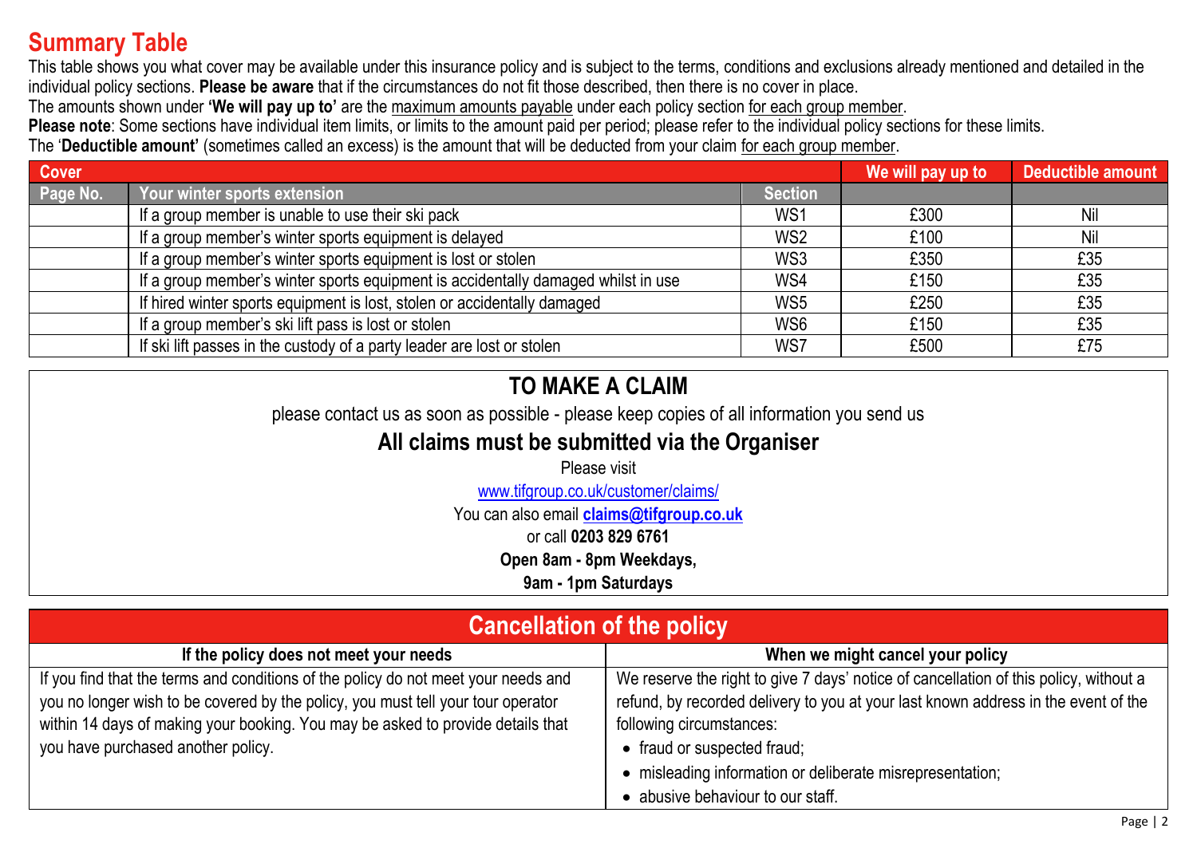# Summary Table

This table shows you what cover may be available under this insurance policy and is subject to the terms, conditions and exclusions already mentioned and detailed in the individual policy sections. **Please be aware** that if the circumstances do not fit those described, then there is no cover in place.

The amounts shown under **'We will pay up to'** are the maximum amounts payable under each policy section for each group member.

**Please note**: Some sections have individual item limits, or limits to the amount paid per period; please refer to the individual policy sections for these limits.

The '**Deductible amount'** (sometimes called an excess) is the amount that will be deducted from your claim for each group member.

| Cover | | | We will pay up to | Deductible amount |
|---|---|---|---|---|
| **Page No.** | **Your winter sports extension** | **Section** | | |
| | If a group member is unable to use their ski pack | WS1 | £300 | Nil |
| | If a group member's winter sports equipment is delayed | WS2 | £100 | Nil |
| | If a group member's winter sports equipment is lost or stolen | WS3 | £350 | £35 |
| | If a group member's winter sports equipment is accidentally damaged whilst in use | WS4 | £150 | £35 |
| | If hired winter sports equipment is lost, stolen or accidentally damaged | WS5 | £250 | £35 |
| | If a group member's ski lift pass is lost or stolen | WS6 | £150 | £35 |
| | If ski lift passes in the custody of a party leader are lost or stolen | WS7 | £500 | £75 |

## TO MAKE A CLAIM

please contact us as soon as possible - please keep copies of all information you send us

### All claims must be submitted via the Organiser

Please visit

www.tifgroup.co.uk/customer/claims/

You can also email **claims@tifgroup.co.uk**

or call **0203 829 6761**

**Open 8am - 8pm Weekdays,**

**9am - 1pm Saturdays**

## Cancellation of the policy

| If the policy does not meet your needs | When we might cancel your policy |
|---|---|
| If you find that the terms and conditions of the policy do not meet your needs and you no longer wish to be covered by the policy, you must tell your tour operator within 14 days of making your booking. You may be asked to provide details that you have purchased another policy. | We reserve the right to give 7 days' notice of cancellation of this policy, without a refund, by recorded delivery to you at your last known address in the event of the following circumstances:<br>• fraud or suspected fraud;<br>• misleading information or deliberate misrepresentation;<br>• abusive behaviour to our staff. |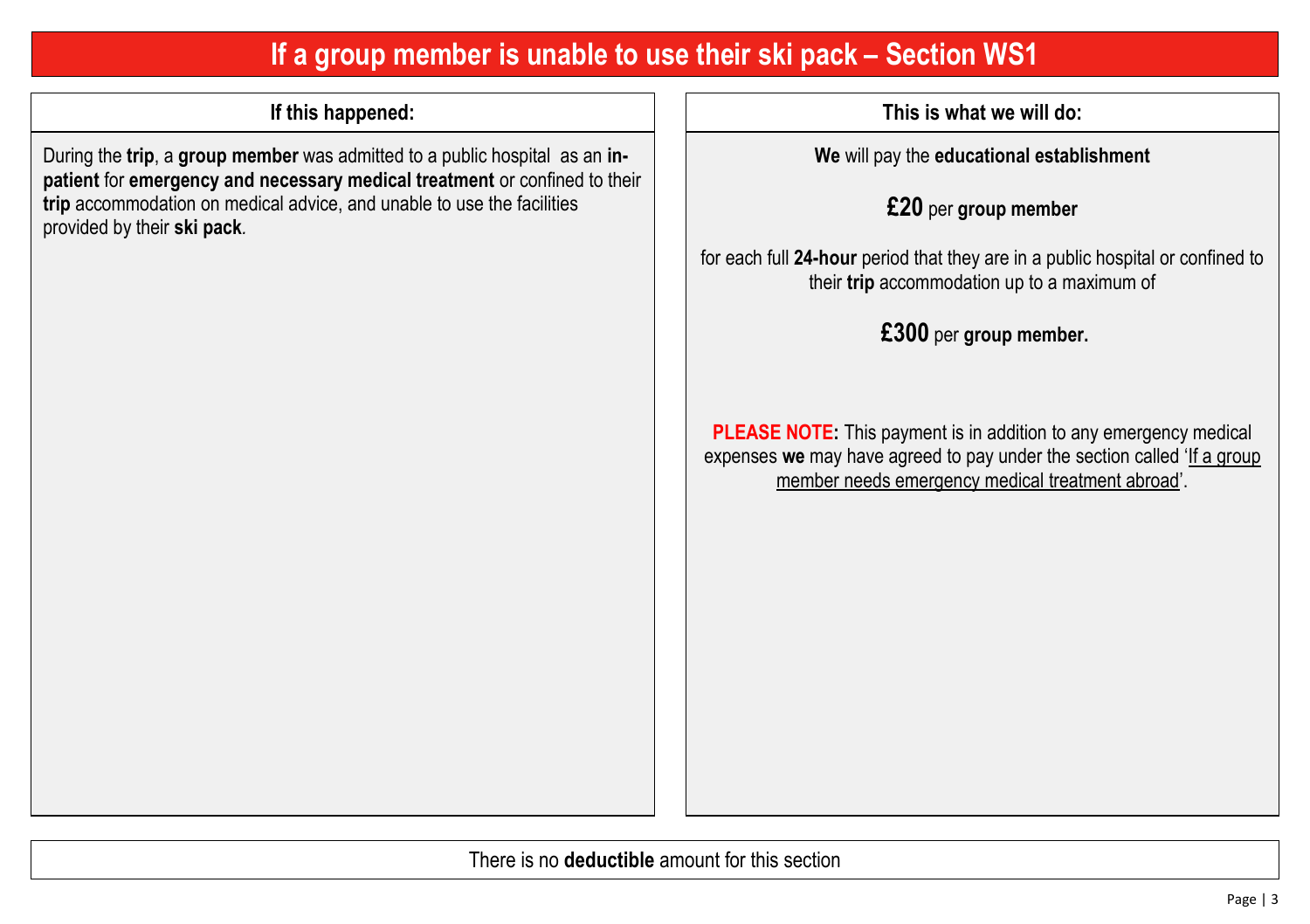# If a group member is unable to use their ski pack – Section WS1

| If this happened: | This is what we will do: |
| --- | --- |
| During the **trip**, a **group member** was admitted to a public hospital as an **in-patient** for **emergency and necessary medical treatment** or confined to their **trip** accommodation on medical advice, and unable to use the facilities provided by their **ski pack**. | **We** will pay the **educational establishment** **£20** per **group member** for each full **24-hour** period that they are in a public hospital or confined to their **trip** accommodation up to a maximum of **£300** per **group member.** **PLEASE NOTE:** This payment is in addition to any emergency medical expenses **we** may have agreed to pay under the section called 'If a group member needs emergency medical treatment abroad'. |

There is no **deductible** amount for this section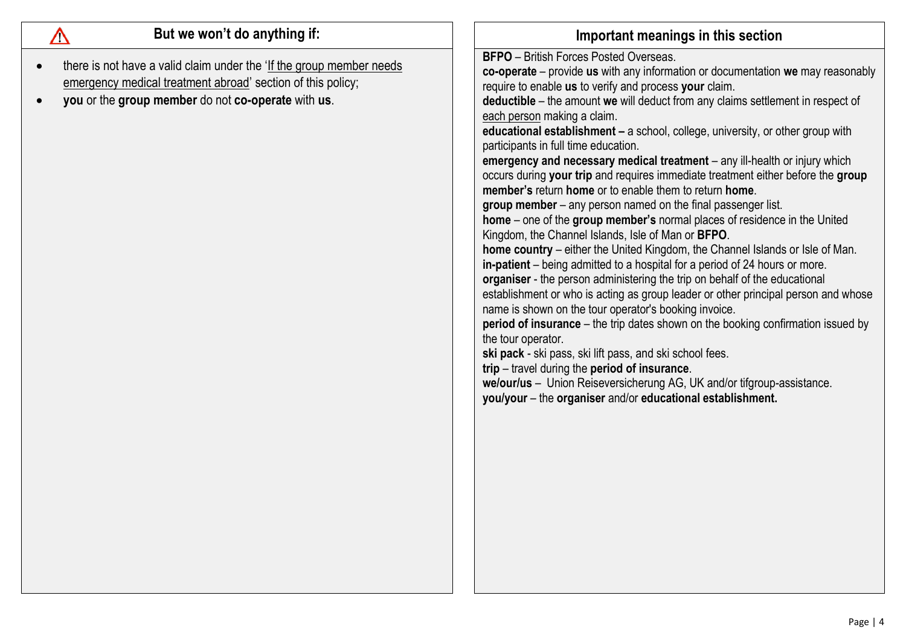## ⚠ But we won't do anything if:

- there is not have a valid claim under the 'If the group member needs emergency medical treatment abroad' section of this policy;
- **you** or the **group member** do not **co-operate** with **us**.

## Important meanings in this section

**BFPO** – British Forces Posted Overseas.
**co-operate** – provide **us** with any information or documentation **we** may reasonably require to enable **us** to verify and process **your** claim.
**deductible** – the amount **we** will deduct from any claims settlement in respect of each person making a claim.
**educational establishment –** a school, college, university, or other group with participants in full time education.
**emergency and necessary medical treatment** – any ill-health or injury which occurs during **your trip** and requires immediate treatment either before the **group member's** return **home** or to enable them to return **home**.
**group member** – any person named on the final passenger list.
**home** – one of the **group member's** normal places of residence in the United Kingdom, the Channel Islands, Isle of Man or **BFPO**.
**home country** – either the United Kingdom, the Channel Islands or Isle of Man.
**in-patient** – being admitted to a hospital for a period of 24 hours or more.
**organiser** - the person administering the trip on behalf of the educational establishment or who is acting as group leader or other principal person and whose name is shown on the tour operator's booking invoice.
**period of insurance** – the trip dates shown on the booking confirmation issued by the tour operator.
**ski pack** - ski pass, ski lift pass, and ski school fees.
**trip** – travel during the **period of insurance**.
**we/our/us** – Union Reiseversicherung AG, UK and/or tifgroup-assistance.
**you/your** – the **organiser** and/or **educational establishment.**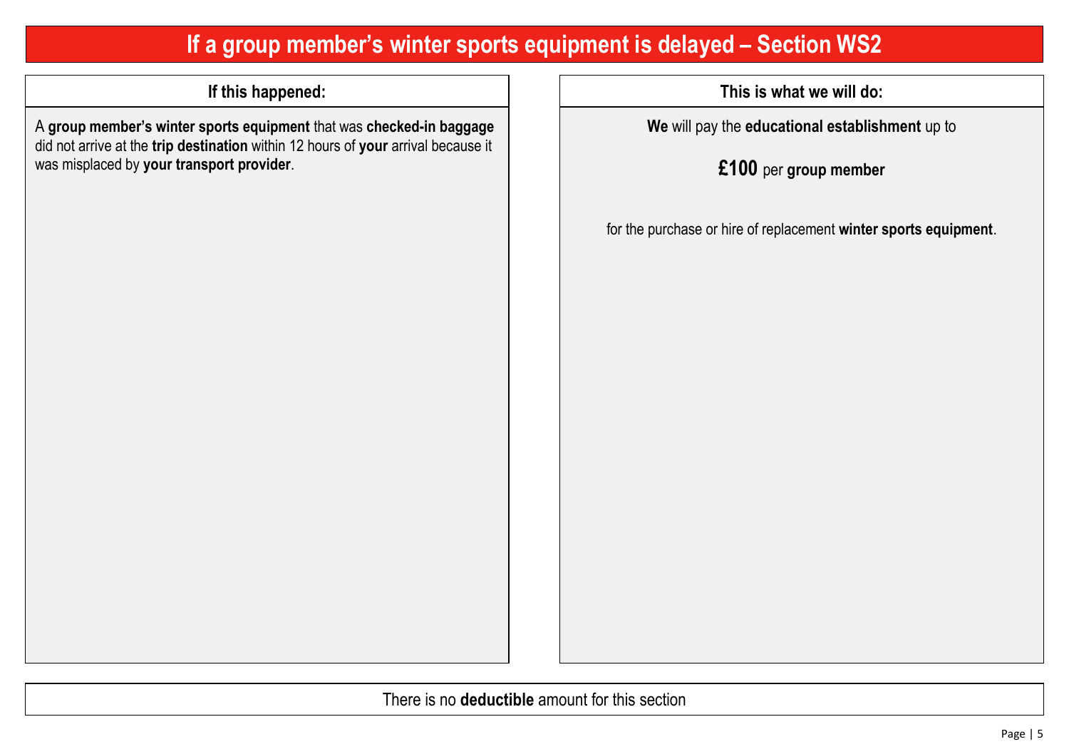# If a group member's winter sports equipment is delayed – Section WS2

| If this happened: | This is what we will do: |
| --- | --- |
| A **group member's winter sports equipment** that was **checked-in baggage** did not arrive at the **trip destination** within 12 hours of **your** arrival because it was misplaced by **your transport provider**. | **We** will pay the **educational establishment** up to **£100** per **group member** for the purchase or hire of replacement **winter sports equipment**. |

There is no **deductible** amount for this section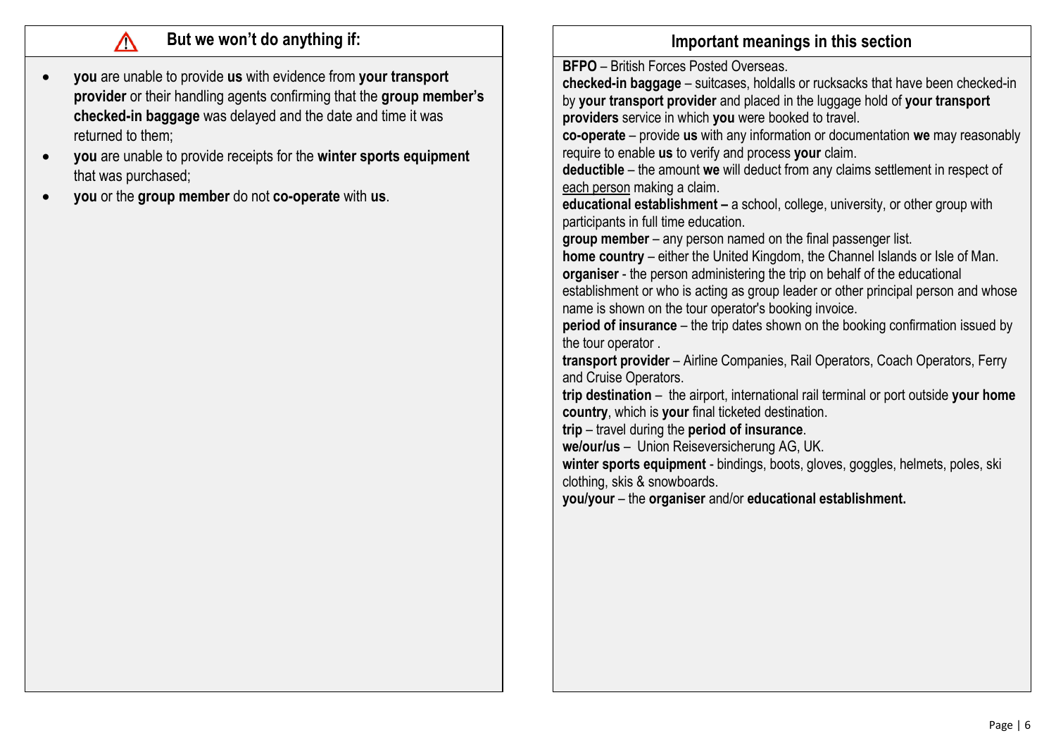## ⚠ But we won't do anything if:

- **you** are unable to provide **us** with evidence from **your transport provider** or their handling agents confirming that the **group member's checked-in baggage** was delayed and the date and time it was returned to them;
- **you** are unable to provide receipts for the **winter sports equipment** that was purchased;
- **you** or the **group member** do not **co-operate** with **us**.

## Important meanings in this section

**BFPO** – British Forces Posted Overseas.

**checked-in baggage** – suitcases, holdalls or rucksacks that have been checked-in by **your transport provider** and placed in the luggage hold of **your transport providers** service in which **you** were booked to travel.

**co-operate** – provide **us** with any information or documentation **we** may reasonably require to enable **us** to verify and process **your** claim.

**deductible** – the amount **we** will deduct from any claims settlement in respect of each person making a claim.

**educational establishment –** a school, college, university, or other group with participants in full time education.

**group member** – any person named on the final passenger list.

**home country** – either the United Kingdom, the Channel Islands or Isle of Man.

**organiser** - the person administering the trip on behalf of the educational establishment or who is acting as group leader or other principal person and whose name is shown on the tour operator's booking invoice.

**period of insurance** – the trip dates shown on the booking confirmation issued by the tour operator .

**transport provider** – Airline Companies, Rail Operators, Coach Operators, Ferry and Cruise Operators.

**trip destination** – the airport, international rail terminal or port outside **your home country**, which is **your** final ticketed destination.

**trip** – travel during the **period of insurance**.

**we/our/us** – Union Reiseversicherung AG, UK.

**winter sports equipment** - bindings, boots, gloves, goggles, helmets, poles, ski clothing, skis & snowboards.

**you/your** – the **organiser** and/or **educational establishment.**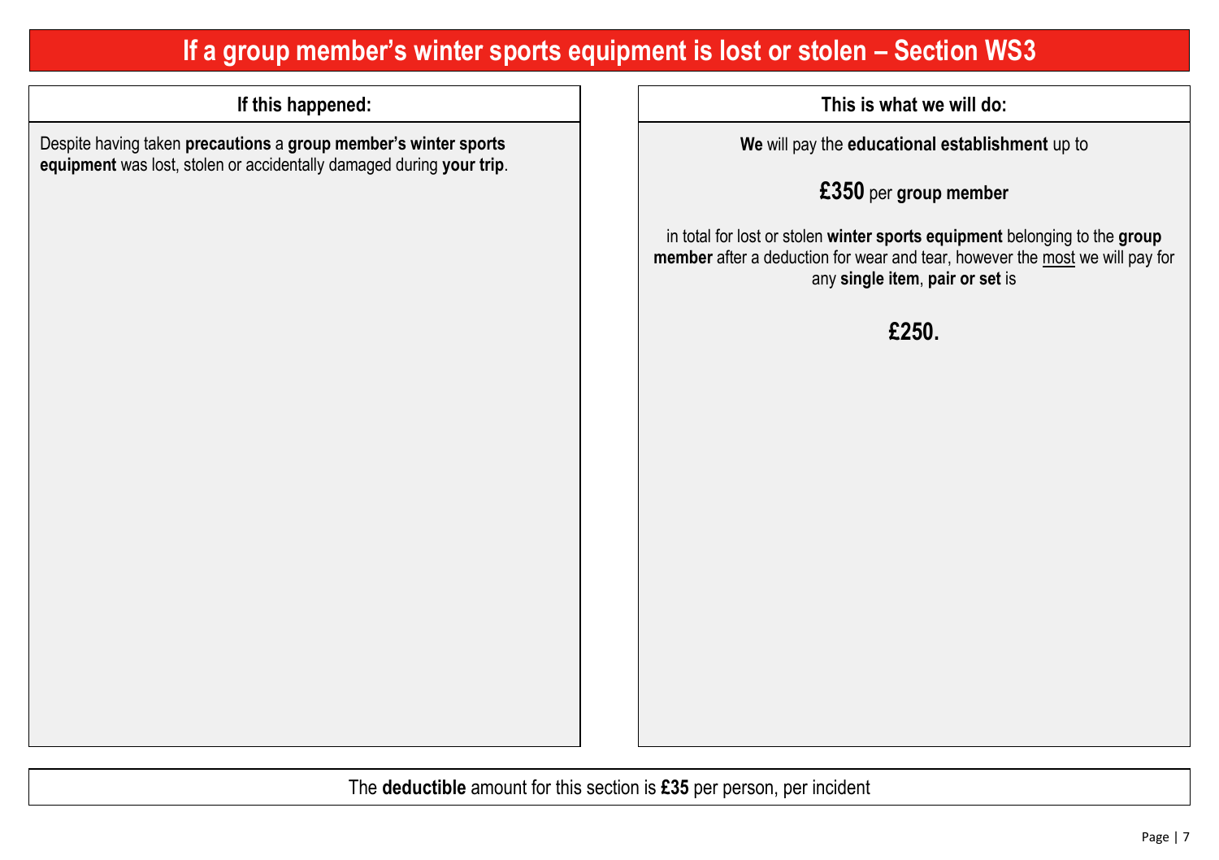# If a group member's winter sports equipment is lost or stolen – Section WS3

| If this happened: | This is what we will do: |
| --- | --- |
| Despite having taken **precautions** a **group member's winter sports equipment** was lost, stolen or accidentally damaged during **your trip**. | **We** will pay the **educational establishment** up to **£350** per **group member** in total for lost or stolen **winter sports equipment** belonging to the **group member** after a deduction for wear and tear, however the most we will pay for any **single item**, **pair or set** is **£250.** |

The **deductible** amount for this section is **£35** per person, per incident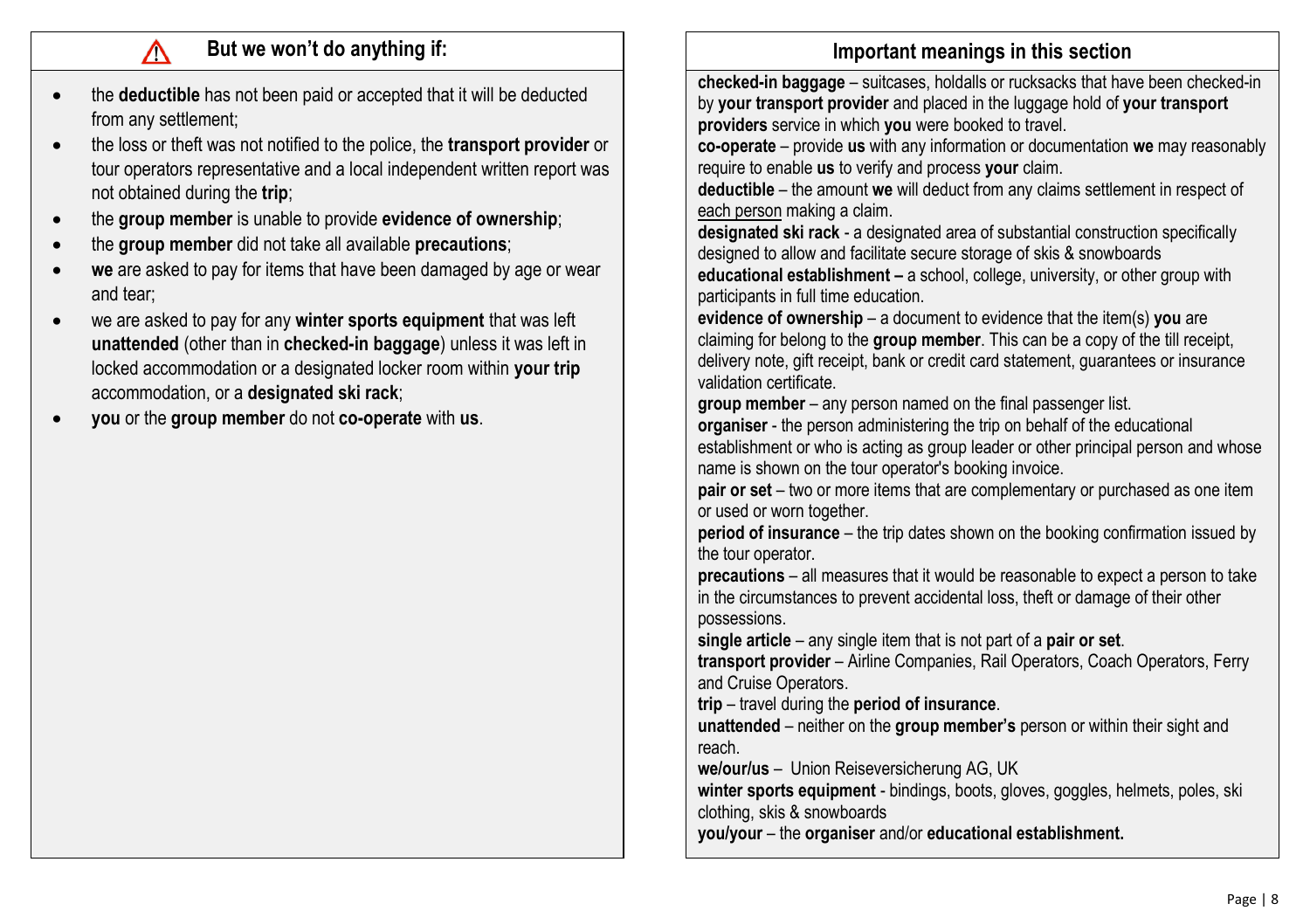## ⚠ But we won't do anything if:

- the **deductible** has not been paid or accepted that it will be deducted from any settlement;
- the loss or theft was not notified to the police, the **transport provider** or tour operators representative and a local independent written report was not obtained during the **trip**;
- the **group member** is unable to provide **evidence of ownership**;
- the **group member** did not take all available **precautions**;
- **we** are asked to pay for items that have been damaged by age or wear and tear;
- we are asked to pay for any **winter sports equipment** that was left **unattended** (other than in **checked-in baggage**) unless it was left in locked accommodation or a designated locker room within **your trip** accommodation, or a **designated ski rack**;
- **you** or the **group member** do not **co-operate** with **us**.

## Important meanings in this section

**checked-in baggage** – suitcases, holdalls or rucksacks that have been checked-in by **your transport provider** and placed in the luggage hold of **your transport providers** service in which **you** were booked to travel.
**co-operate** – provide **us** with any information or documentation **we** may reasonably require to enable **us** to verify and process **your** claim.
**deductible** – the amount **we** will deduct from any claims settlement in respect of each person making a claim.
**designated ski rack** - a designated area of substantial construction specifically designed to allow and facilitate secure storage of skis & snowboards
**educational establishment –** a school, college, university, or other group with participants in full time education.
**evidence of ownership** – a document to evidence that the item(s) **you** are claiming for belong to the **group member**. This can be a copy of the till receipt, delivery note, gift receipt, bank or credit card statement, guarantees or insurance validation certificate.
**group member** – any person named on the final passenger list.
**organiser** - the person administering the trip on behalf of the educational establishment or who is acting as group leader or other principal person and whose name is shown on the tour operator's booking invoice.
**pair or set** – two or more items that are complementary or purchased as one item or used or worn together.
**period of insurance** – the trip dates shown on the booking confirmation issued by the tour operator.
**precautions** – all measures that it would be reasonable to expect a person to take in the circumstances to prevent accidental loss, theft or damage of their other possessions.
**single article** – any single item that is not part of a **pair or set**.
**transport provider** – Airline Companies, Rail Operators, Coach Operators, Ferry and Cruise Operators.
**trip** – travel during the **period of insurance**.
**unattended** – neither on the **group member's** person or within their sight and reach.
**we/our/us** – Union Reiseversicherung AG, UK
**winter sports equipment** - bindings, boots, gloves, goggles, helmets, poles, ski clothing, skis & snowboards
**you/your** – the **organiser** and/or **educational establishment.**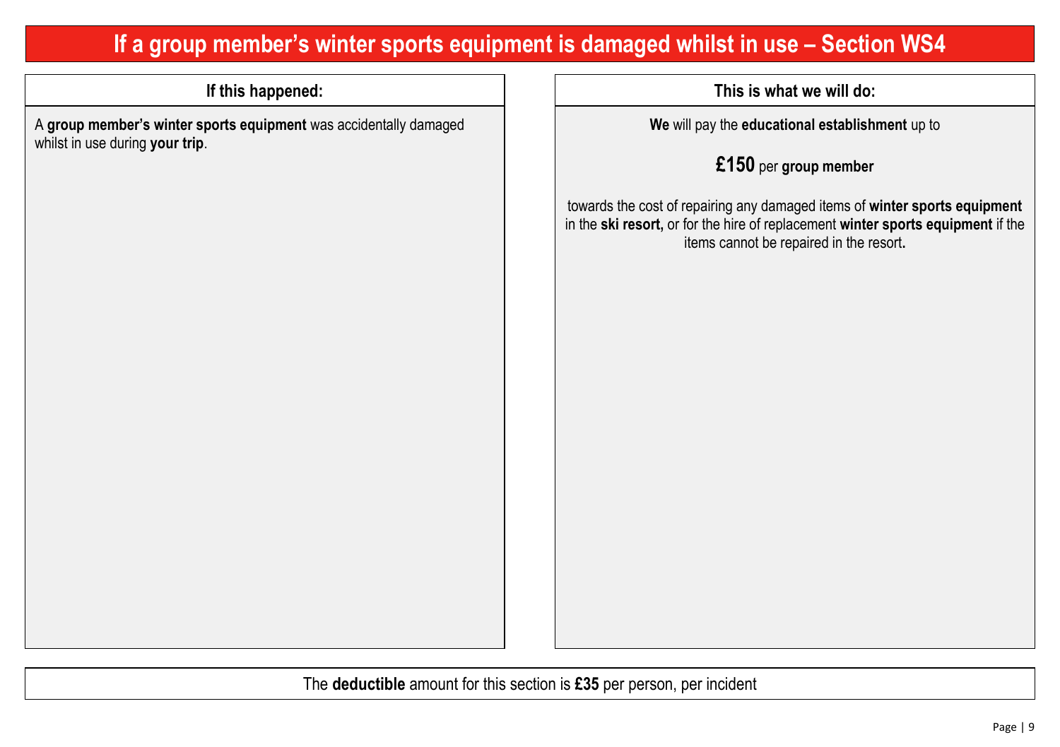# If a group member's winter sports equipment is damaged whilst in use – Section WS4

| If this happened: | This is what we will do: |
|---|---|
| A **group member's winter sports equipment** was accidentally damaged whilst in use during **your trip**. | **We** will pay the **educational establishment** up to **£150** per **group member** towards the cost of repairing any damaged items of **winter sports equipment** in the **ski resort**, or for the hire of replacement **winter sports equipment** if the items cannot be repaired in the resort**.** |

The **deductible** amount for this section is **£35** per person, per incident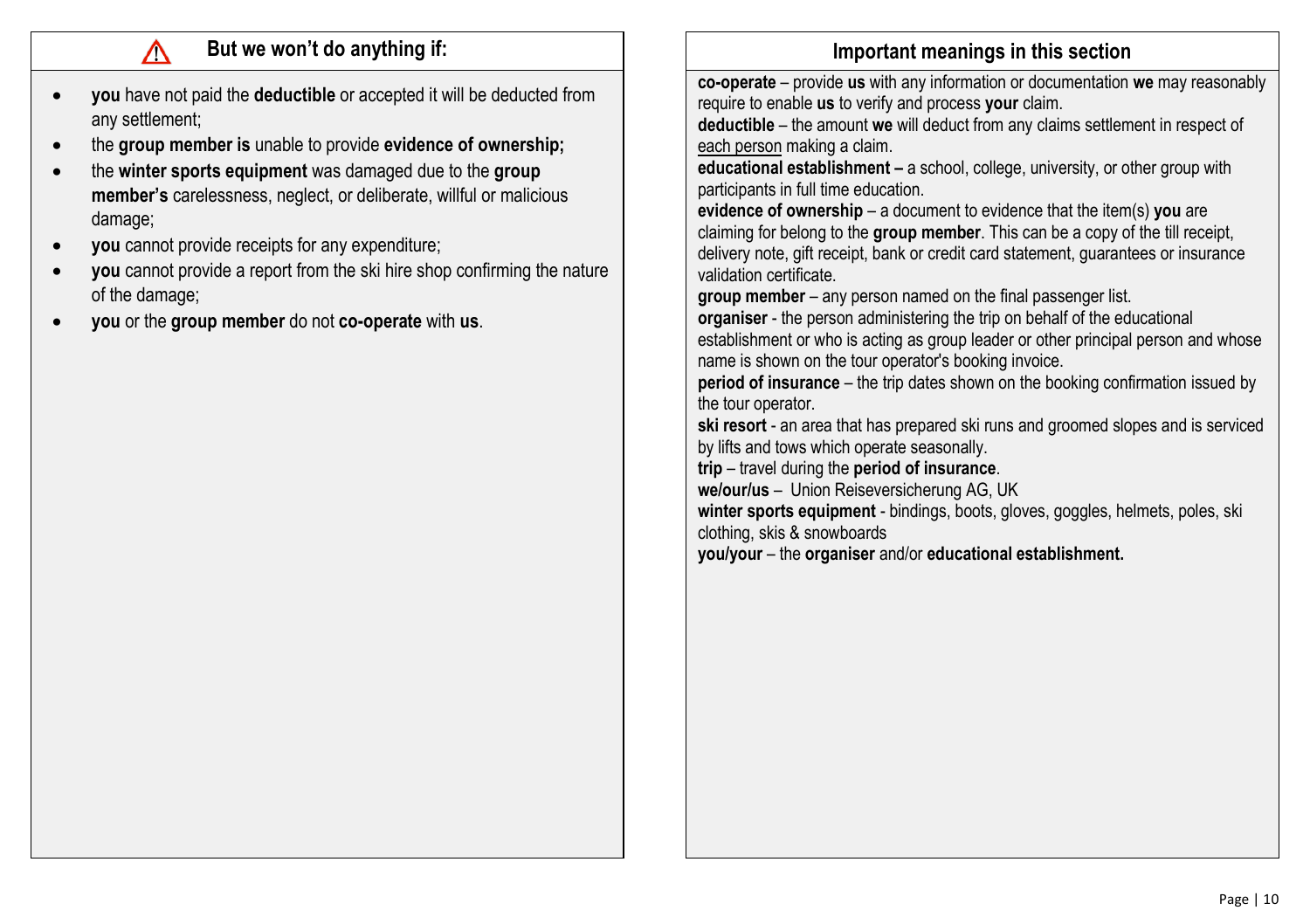## ⚠ But we won't do anything if:

- **you** have not paid the **deductible** or accepted it will be deducted from any settlement;
- the **group member is** unable to provide **evidence of ownership;**
- the **winter sports equipment** was damaged due to the **group member's** carelessness, neglect, or deliberate, willful or malicious damage;
- **you** cannot provide receipts for any expenditure;
- **you** cannot provide a report from the ski hire shop confirming the nature of the damage;
- **you** or the **group member** do not **co-operate** with **us**.

## Important meanings in this section

**co-operate** – provide **us** with any information or documentation **we** may reasonably require to enable **us** to verify and process **your** claim.
**deductible** – the amount **we** will deduct from any claims settlement in respect of each person making a claim.
**educational establishment –** a school, college, university, or other group with participants in full time education.
**evidence of ownership** – a document to evidence that the item(s) **you** are claiming for belong to the **group member**. This can be a copy of the till receipt, delivery note, gift receipt, bank or credit card statement, guarantees or insurance validation certificate.
**group member** – any person named on the final passenger list.
**organiser** - the person administering the trip on behalf of the educational establishment or who is acting as group leader or other principal person and whose name is shown on the tour operator's booking invoice.
**period of insurance** – the trip dates shown on the booking confirmation issued by the tour operator.
**ski resort** - an area that has prepared ski runs and groomed slopes and is serviced by lifts and tows which operate seasonally.
**trip** – travel during the **period of insurance**.
**we/our/us** – Union Reiseversicherung AG, UK
**winter sports equipment** - bindings, boots, gloves, goggles, helmets, poles, ski clothing, skis & snowboards
**you/your** – the **organiser** and/or **educational establishment.**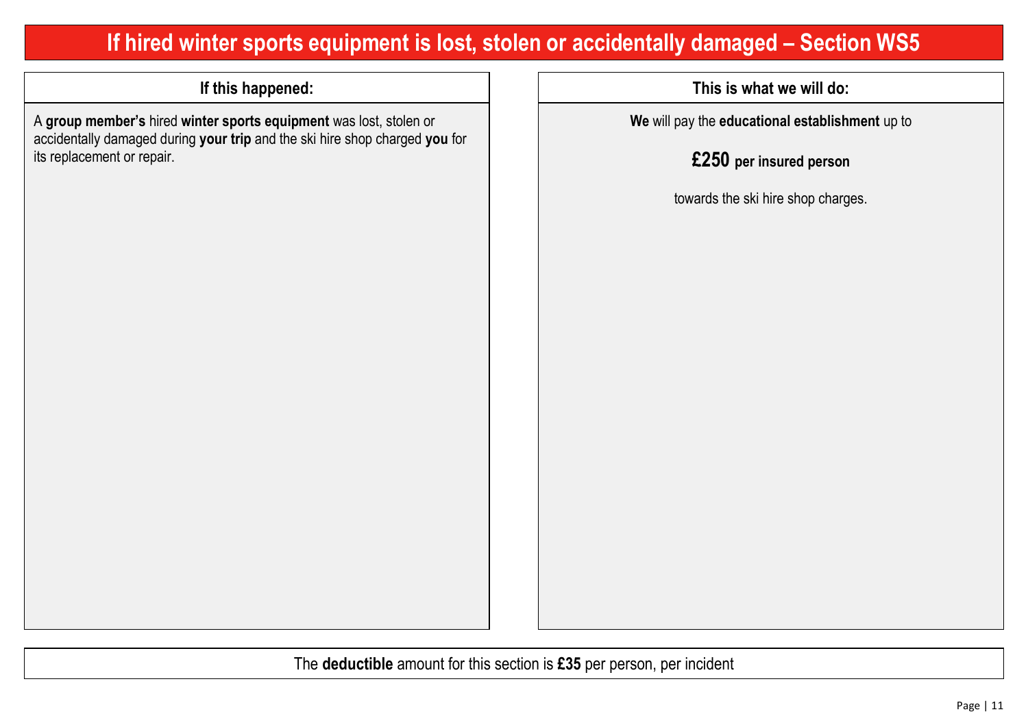# If hired winter sports equipment is lost, stolen or accidentally damaged – Section WS5

| If this happened: | This is what we will do: |
| --- | --- |
| A **group member's** hired **winter sports equipment** was lost, stolen or accidentally damaged during **your trip** and the ski hire shop charged **you** for its replacement or repair. | **We** will pay the **educational establishment** up to **£250 per insured person** towards the ski hire shop charges. |

The **deductible** amount for this section is **£35** per person, per incident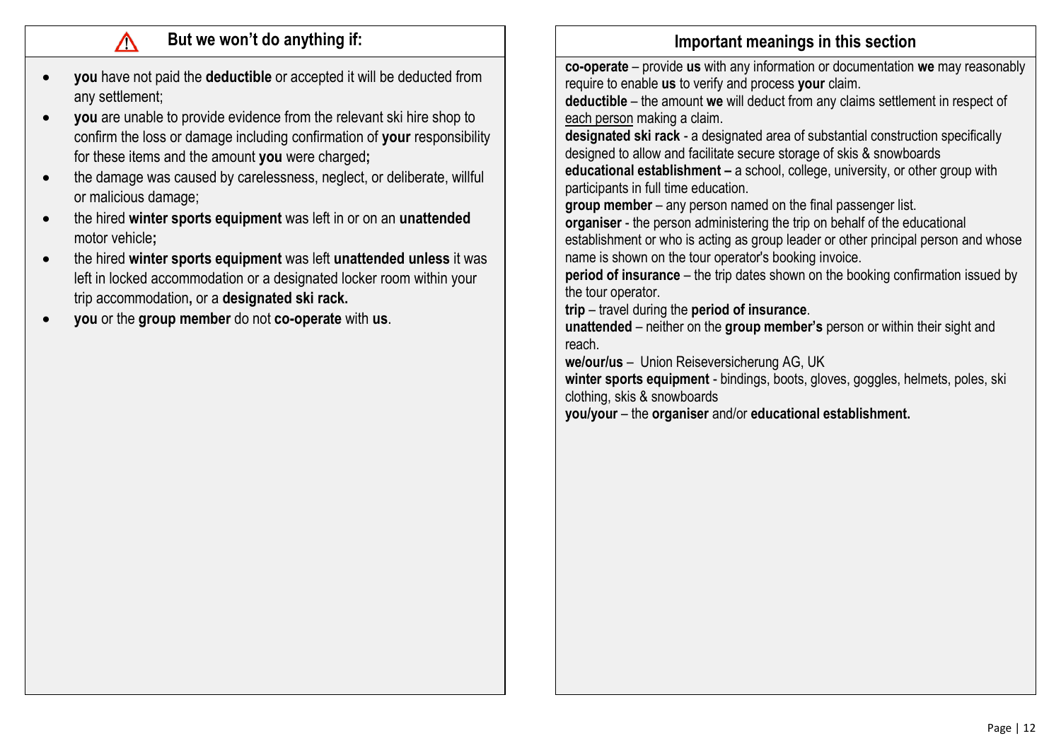## ⚠ But we won't do anything if:

- **you** have not paid the **deductible** or accepted it will be deducted from any settlement;
- **you** are unable to provide evidence from the relevant ski hire shop to confirm the loss or damage including confirmation of **your** responsibility for these items and the amount **you** were charged**;**
- the damage was caused by carelessness, neglect, or deliberate, willful or malicious damage;
- the hired **winter sports equipment** was left in or on an **unattended** motor vehicle**;**
- the hired **winter sports equipment** was left **unattended unless** it was left in locked accommodation or a designated locker room within your trip accommodation**,** or a **designated ski rack.**
- **you** or the **group member** do not **co-operate** with **us**.

## Important meanings in this section

**co-operate** – provide **us** with any information or documentation **we** may reasonably require to enable **us** to verify and process **your** claim.
**deductible** – the amount **we** will deduct from any claims settlement in respect of each person making a claim.
**designated ski rack** - a designated area of substantial construction specifically designed to allow and facilitate secure storage of skis & snowboards
**educational establishment –** a school, college, university, or other group with participants in full time education.
**group member** – any person named on the final passenger list.
**organiser** - the person administering the trip on behalf of the educational establishment or who is acting as group leader or other principal person and whose name is shown on the tour operator's booking invoice.
**period of insurance** – the trip dates shown on the booking confirmation issued by the tour operator.
**trip** – travel during the **period of insurance**.
**unattended** – neither on the **group member's** person or within their sight and reach.
**we/our/us** – Union Reiseversicherung AG, UK
**winter sports equipment** - bindings, boots, gloves, goggles, helmets, poles, ski clothing, skis & snowboards
**you/your** – the **organiser** and/or **educational establishment.**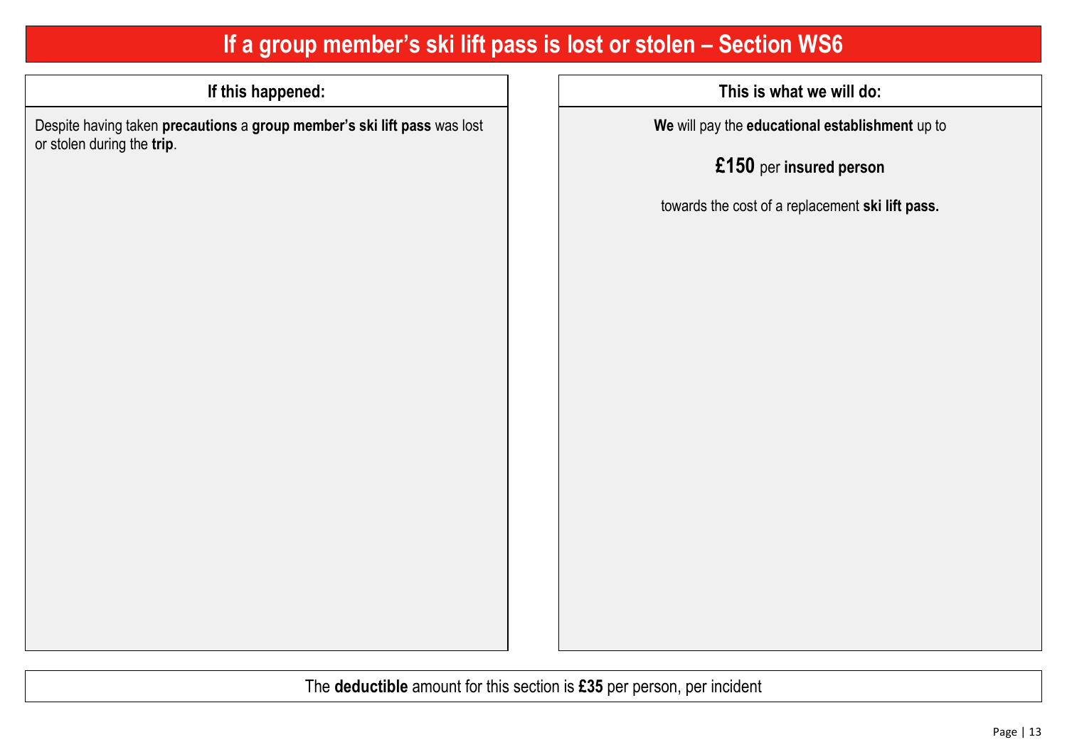# If a group member's ski lift pass is lost or stolen – Section WS6

| If this happened: | This is what we will do: |
|---|---|
| Despite having taken **precautions** a **group member's ski lift pass** was lost or stolen during the **trip**. | **We** will pay the **educational establishment** up to **£150** per **insured person** towards the cost of a replacement **ski lift pass.** |

The **deductible** amount for this section is **£35** per person, per incident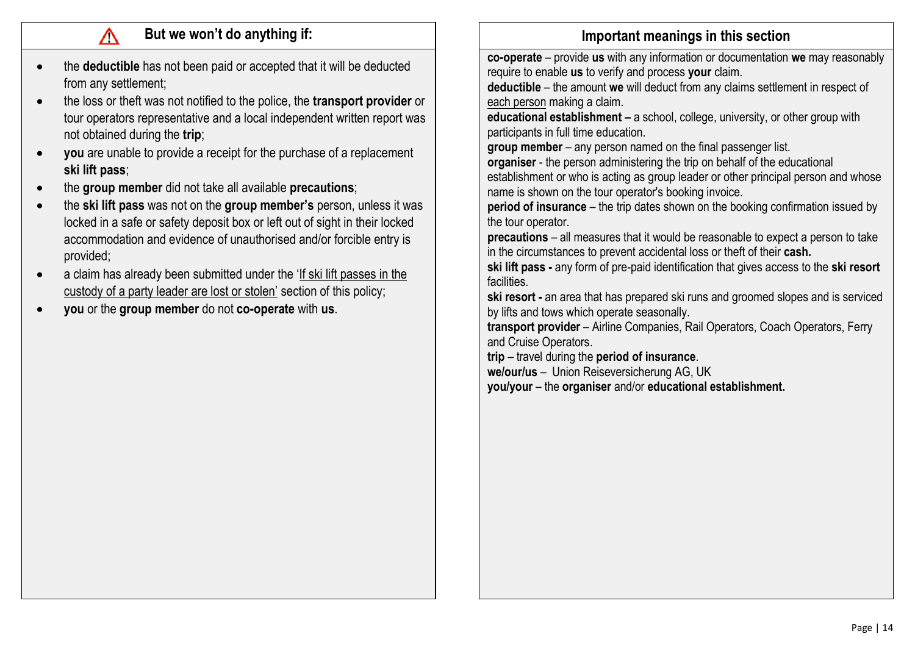## ⚠ But we won't do anything if:

- the **deductible** has not been paid or accepted that it will be deducted from any settlement;
- the loss or theft was not notified to the police, the **transport provider** or tour operators representative and a local independent written report was not obtained during the **trip**;
- **you** are unable to provide a receipt for the purchase of a replacement **ski lift pass**;
- the **group member** did not take all available **precautions**;
- the **ski lift pass** was not on the **group member's** person, unless it was locked in a safe or safety deposit box or left out of sight in their locked accommodation and evidence of unauthorised and/or forcible entry is provided;
- a claim has already been submitted under the 'If ski lift passes in the custody of a party leader are lost or stolen' section of this policy;
- **you** or the **group member** do not **co-operate** with **us**.

## Important meanings in this section

**co-operate** – provide **us** with any information or documentation **we** may reasonably require to enable **us** to verify and process **your** claim.
**deductible** – the amount **we** will deduct from any claims settlement in respect of each person making a claim.
**educational establishment –** a school, college, university, or other group with participants in full time education.
**group member** – any person named on the final passenger list.
**organiser** - the person administering the trip on behalf of the educational establishment or who is acting as group leader or other principal person and whose name is shown on the tour operator's booking invoice.
**period of insurance** – the trip dates shown on the booking confirmation issued by the tour operator.
**precautions** – all measures that it would be reasonable to expect a person to take in the circumstances to prevent accidental loss or theft of their **cash.**
**ski lift pass -** any form of pre-paid identification that gives access to the **ski resort** facilities.
**ski resort -** an area that has prepared ski runs and groomed slopes and is serviced by lifts and tows which operate seasonally.
**transport provider** – Airline Companies, Rail Operators, Coach Operators, Ferry and Cruise Operators.
**trip** – travel during the **period of insurance**.
**we/our/us** – Union Reiseversicherung AG, UK
**you/your** – the **organiser** and/or **educational establishment.**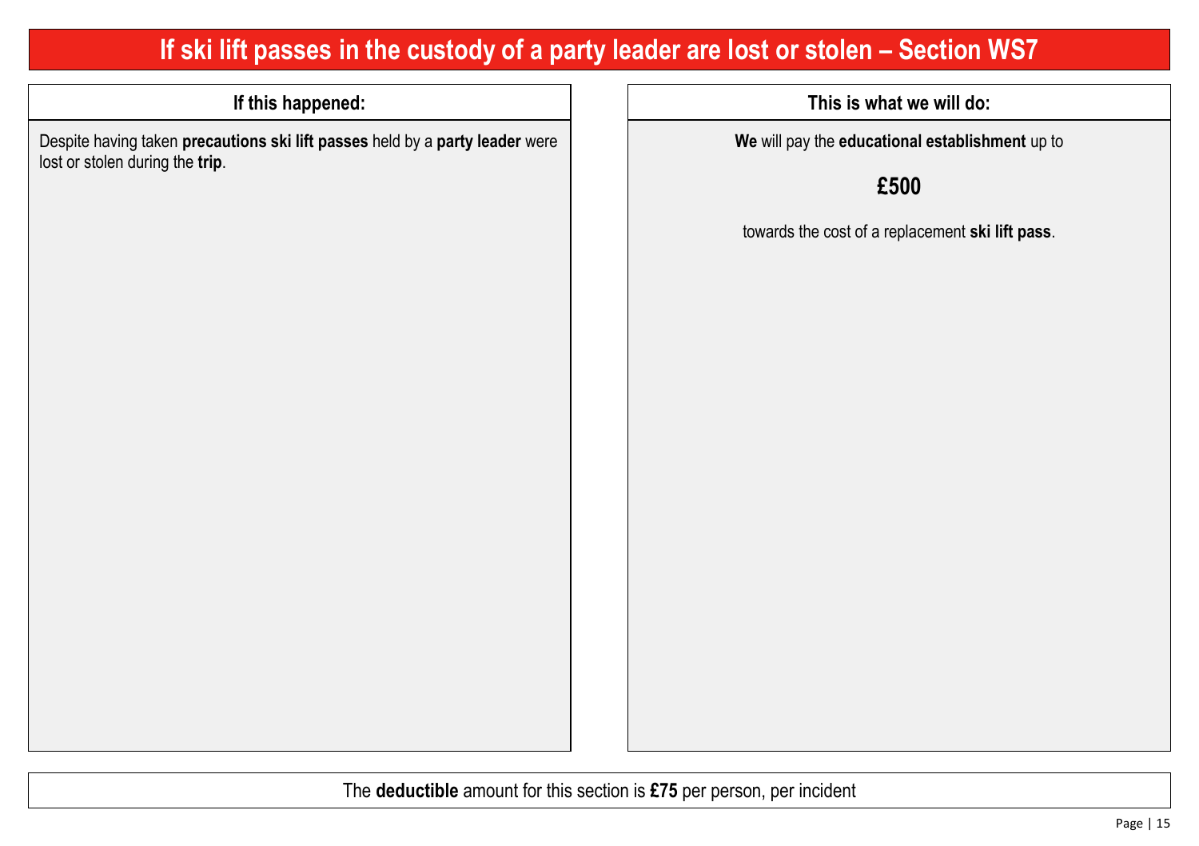# If ski lift passes in the custody of a party leader are lost or stolen – Section WS7

| If this happened: | This is what we will do: |
| --- | --- |
| Despite having taken **precautions ski lift passes** held by a **party leader** were lost or stolen during the **trip**. | **We** will pay the **educational establishment** up to **£500** towards the cost of a replacement **ski lift pass**. |

The **deductible** amount for this section is **£75** per person, per incident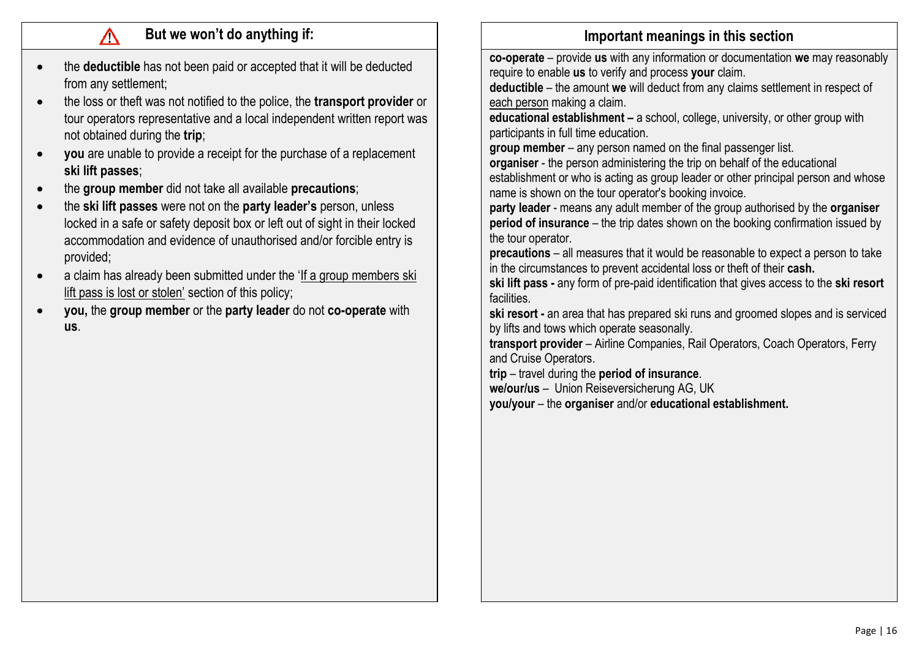## ⚠ But we won't do anything if:

- the **deductible** has not been paid or accepted that it will be deducted from any settlement;
- the loss or theft was not notified to the police, the **transport provider** or tour operators representative and a local independent written report was not obtained during the **trip**;
- **you** are unable to provide a receipt for the purchase of a replacement **ski lift passes**;
- the **group member** did not take all available **precautions**;
- the **ski lift passes** were not on the **party leader's** person, unless locked in a safe or safety deposit box or left out of sight in their locked accommodation and evidence of unauthorised and/or forcible entry is provided;
- a claim has already been submitted under the 'If a group members ski lift pass is lost or stolen' section of this policy;
- **you,** the **group member** or the **party leader** do not **co-operate** with **us**.

## Important meanings in this section

**co-operate** – provide **us** with any information or documentation **we** may reasonably require to enable **us** to verify and process **your** claim.
**deductible** – the amount **we** will deduct from any claims settlement in respect of each person making a claim.
**educational establishment –** a school, college, university, or other group with participants in full time education.
**group member** – any person named on the final passenger list.
**organiser** - the person administering the trip on behalf of the educational establishment or who is acting as group leader or other principal person and whose name is shown on the tour operator's booking invoice.
**party leader** - means any adult member of the group authorised by the **organiser**
**period of insurance** – the trip dates shown on the booking confirmation issued by the tour operator.
**precautions** – all measures that it would be reasonable to expect a person to take in the circumstances to prevent accidental loss or theft of their **cash.**
**ski lift pass -** any form of pre-paid identification that gives access to the **ski resort** facilities.
**ski resort -** an area that has prepared ski runs and groomed slopes and is serviced by lifts and tows which operate seasonally.
**transport provider** – Airline Companies, Rail Operators, Coach Operators, Ferry and Cruise Operators.
**trip** – travel during the **period of insurance**.
**we/our/us** – Union Reiseversicherung AG, UK
**you/your** – the **organiser** and/or **educational establishment.**